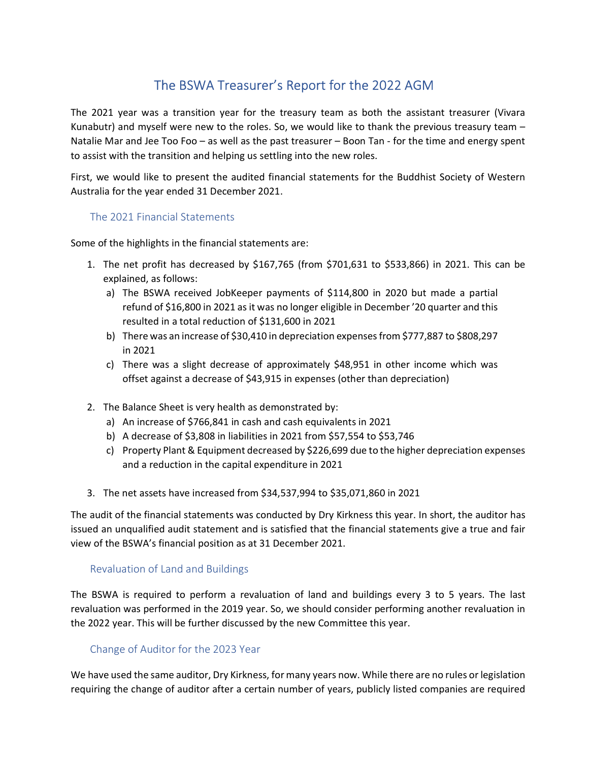# The BSWA Treasurer's Report for the 2022 AGM

The 2021 year was a transition year for the treasury team as both the assistant treasurer (Vivara Kunabutr) and myself were new to the roles. So, we would like to thank the previous treasury team – Natalie Mar and Jee Too Foo – as well as the past treasurer – Boon Tan - for the time and energy spent to assist with the transition and helping us settling into the new roles.

First, we would like to present the audited financial statements for the Buddhist Society of Western Australia for the year ended 31 December 2021.

## The 2021 Financial Statements

Some of the highlights in the financial statements are:

1. The net profit has decreased by $167,765 (from $701,631 to $533,866) in 2021. This can be explained, as follows:
   a) The BSWA received JobKeeper payments of $114,800 in 2020 but made a partial refund of $16,800 in 2021 as it was no longer eligible in December '20 quarter and this resulted in a total reduction of $131,600 in 2021
   b) There was an increase of $30,410 in depreciation expenses from $777,887 to $808,297 in 2021
   c) There was a slight decrease of approximately $48,951 in other income which was offset against a decrease of $43,915 in expenses (other than depreciation)

2. The Balance Sheet is very health as demonstrated by:
   a) An increase of $766,841 in cash and cash equivalents in 2021
   b) A decrease of $3,808 in liabilities in 2021 from $57,554 to $53,746
   c) Property Plant & Equipment decreased by $226,699 due to the higher depreciation expenses and a reduction in the capital expenditure in 2021

3. The net assets have increased from $34,537,994 to $35,071,860 in 2021

The audit of the financial statements was conducted by Dry Kirkness this year. In short, the auditor has issued an unqualified audit statement and is satisfied that the financial statements give a true and fair view of the BSWA's financial position as at 31 December 2021.

## Revaluation of Land and Buildings

The BSWA is required to perform a revaluation of land and buildings every 3 to 5 years. The last revaluation was performed in the 2019 year. So, we should consider performing another revaluation in the 2022 year. This will be further discussed by the new Committee this year.

## Change of Auditor for the 2023 Year

We have used the same auditor, Dry Kirkness, for many years now. While there are no rules or legislation requiring the change of auditor after a certain number of years, publicly listed companies are required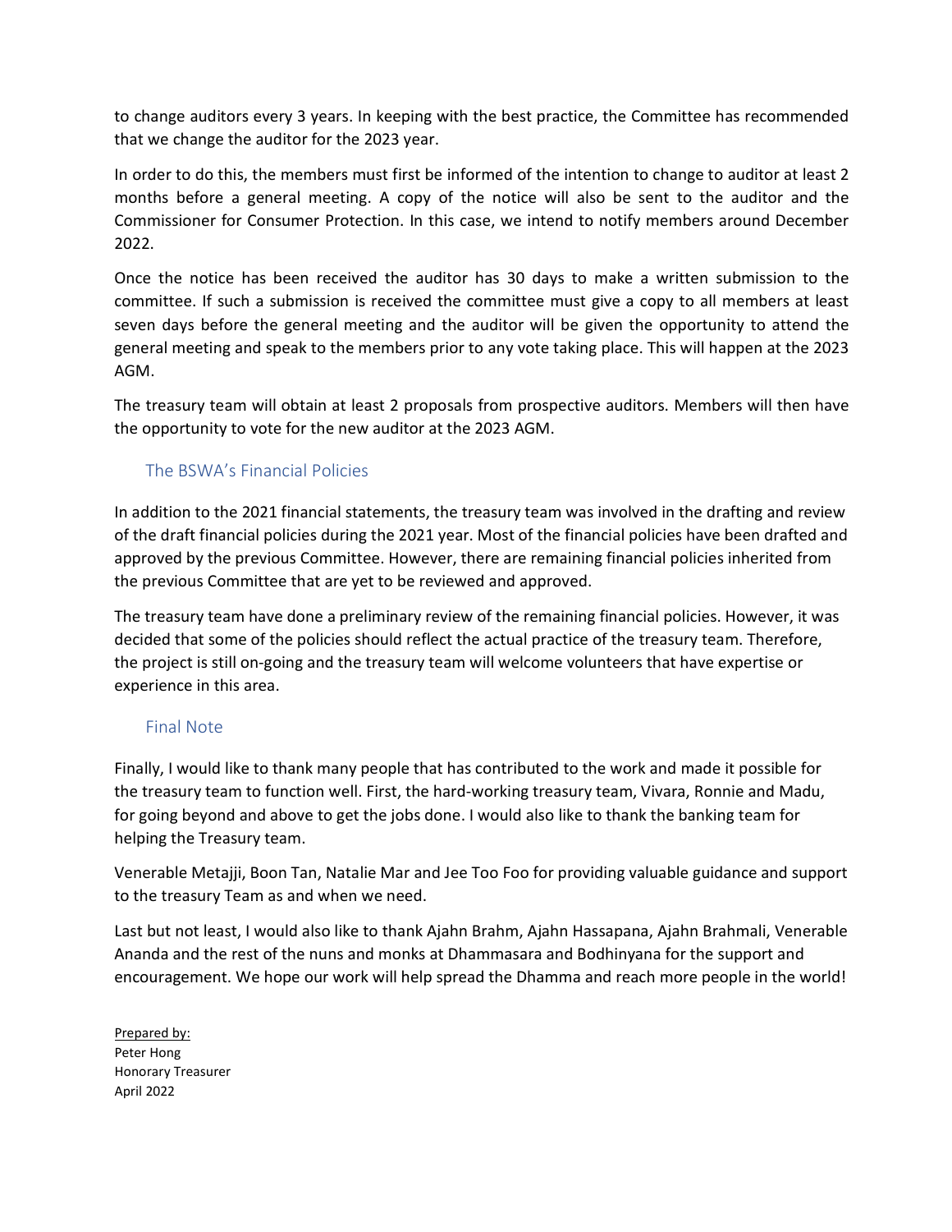to change auditors every 3 years. In keeping with the best practice, the Committee has recommended that we change the auditor for the 2023 year.

In order to do this, the members must first be informed of the intention to change to auditor at least 2 months before a general meeting. A copy of the notice will also be sent to the auditor and the Commissioner for Consumer Protection. In this case, we intend to notify members around December 2022.

Once the notice has been received the auditor has 30 days to make a written submission to the committee. If such a submission is received the committee must give a copy to all members at least seven days before the general meeting and the auditor will be given the opportunity to attend the general meeting and speak to the members prior to any vote taking place. This will happen at the 2023 AGM.

The treasury team will obtain at least 2 proposals from prospective auditors. Members will then have the opportunity to vote for the new auditor at the 2023 AGM.

## The BSWA's Financial Policies

In addition to the 2021 financial statements, the treasury team was involved in the drafting and review of the draft financial policies during the 2021 year. Most of the financial policies have been drafted and approved by the previous Committee. However, there are remaining financial policies inherited from the previous Committee that are yet to be reviewed and approved.

The treasury team have done a preliminary review of the remaining financial policies. However, it was decided that some of the policies should reflect the actual practice of the treasury team. Therefore, the project is still on-going and the treasury team will welcome volunteers that have expertise or experience in this area.

## Final Note

Finally, I would like to thank many people that has contributed to the work and made it possible for the treasury team to function well. First, the hard-working treasury team, Vivara, Ronnie and Madu, for going beyond and above to get the jobs done. I would also like to thank the banking team for helping the Treasury team.

Venerable Metajji, Boon Tan, Natalie Mar and Jee Too Foo for providing valuable guidance and support to the treasury Team as and when we need.

Last but not least, I would also like to thank Ajahn Brahm, Ajahn Hassapana, Ajahn Brahmali, Venerable Ananda and the rest of the nuns and monks at Dhammasara and Bodhinyana for the support and encouragement. We hope our work will help spread the Dhamma and reach more people in the world!

Prepared by:
Peter Hong
Honorary Treasurer
April 2022